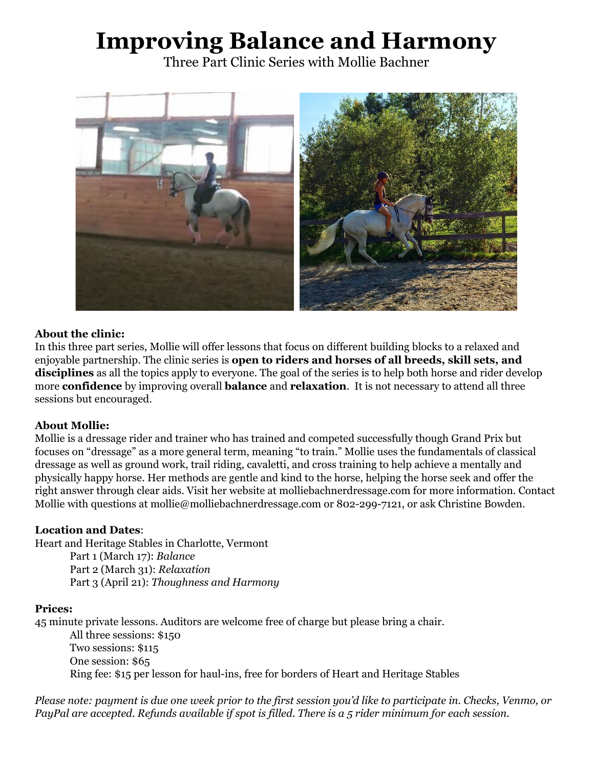# Improving Balance and Harmony

Three Part Clinic Series with Mollie Bachner

**About the clinic:**
In this three part series, Mollie will offer lessons that focus on different building blocks to a relaxed and enjoyable partnership. The clinic series is **open to riders and horses of all breeds, skill sets, and disciplines** as all the topics apply to everyone. The goal of the series is to help both horse and rider develop more **confidence** by improving overall **balance** and **relaxation**. It is not necessary to attend all three sessions but encouraged.

**About Mollie:**
Mollie is a dressage rider and trainer who has trained and competed successfully though Grand Prix but focuses on "dressage" as a more general term, meaning "to train." Mollie uses the fundamentals of classical dressage as well as ground work, trail riding, cavaletti, and cross training to help achieve a mentally and physically happy horse. Her methods are gentle and kind to the horse, helping the horse seek and offer the right answer through clear aids. Visit her website at molliebachnerdressage.com for more information. Contact Mollie with questions at mollie@molliebachnerdressage.com or 802-299-7121, or ask Christine Bowden.

**Location and Dates**:
Heart and Heritage Stables in Charlotte, Vermont

- Part 1 (March 17): *Balance*
- Part 2 (March 31): *Relaxation*
- Part 3 (April 21): *Thoughness and Harmony*

**Prices:**
45 minute private lessons. Auditors are welcome free of charge but please bring a chair.

- All three sessions: $150
- Two sessions: $115
- One session: $65
- Ring fee: $15 per lesson for haul-ins, free for borders of Heart and Heritage Stables

*Please note: payment is due one week prior to the first session you'd like to participate in. Checks, Venmo, or PayPal are accepted. Refunds available if spot is filled. There is a 5 rider minimum for each session.*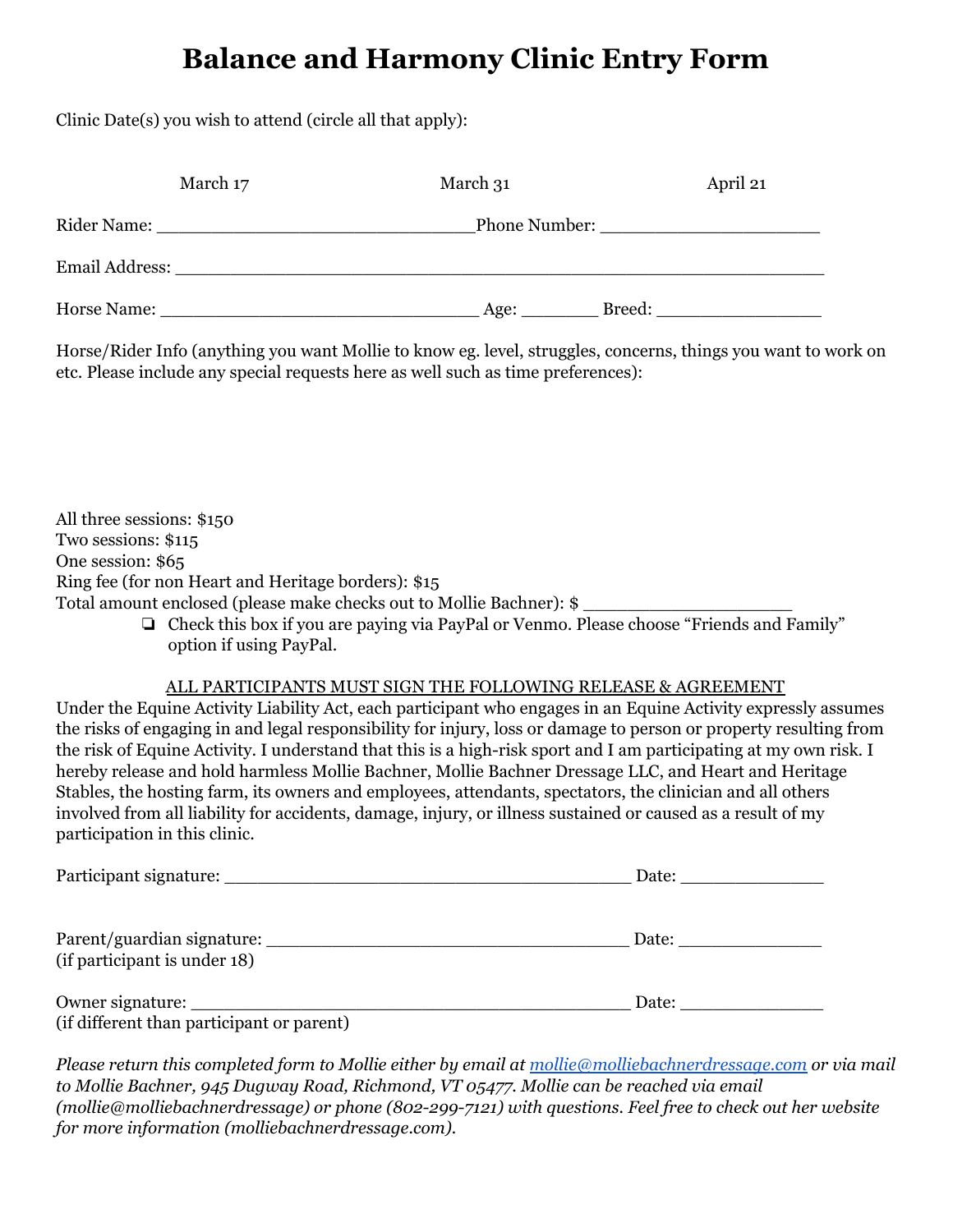# Balance and Harmony Clinic Entry Form

Clinic Date(s) you wish to attend (circle all that apply):

March 17 March 31 April 21

Rider Name: ______________________________ Phone Number: ____________________

Email Address: ____________________________________________________________

Horse Name: ______________________________ Age: _______ Breed: _______________

Horse/Rider Info (anything you want Mollie to know eg. level, struggles, concerns, things you want to work on etc. Please include any special requests here as well such as time preferences):

All three sessions: $150
Two sessions: $115
One session: $65
Ring fee (for non Heart and Heritage borders): $15
Total amount enclosed (please make checks out to Mollie Bachner): $ ___________________

- ❏ Check this box if you are paying via PayPal or Venmo. Please choose "Friends and Family" option if using PayPal.

ALL PARTICIPANTS MUST SIGN THE FOLLOWING RELEASE & AGREEMENT

Under the Equine Activity Liability Act, each participant who engages in an Equine Activity expressly assumes the risks of engaging in and legal responsibility for injury, loss or damage to person or property resulting from the risk of Equine Activity. I understand that this is a high-risk sport and I am participating at my own risk. I hereby release and hold harmless Mollie Bachner, Mollie Bachner Dressage LLC, and Heart and Heritage Stables, the hosting farm, its owners and employees, attendants, spectators, the clinician and all others involved from all liability for accidents, damage, injury, or illness sustained or caused as a result of my participation in this clinic.

Participant signature: ______________________________________ Date: _____________

Parent/guardian signature: _________________________________ Date: _____________
(if participant is under 18)

Owner signature: __________________________________________ Date: _____________
(if different than participant or parent)

*Please return this completed form to Mollie either by email at mollie@molliebachnerdressage.com or via mail to Mollie Bachner, 945 Dugway Road, Richmond, VT 05477. Mollie can be reached via email (mollie@molliebachnerdressage) or phone (802-299-7121) with questions. Feel free to check out her website for more information (molliebachnerdressage.com).*